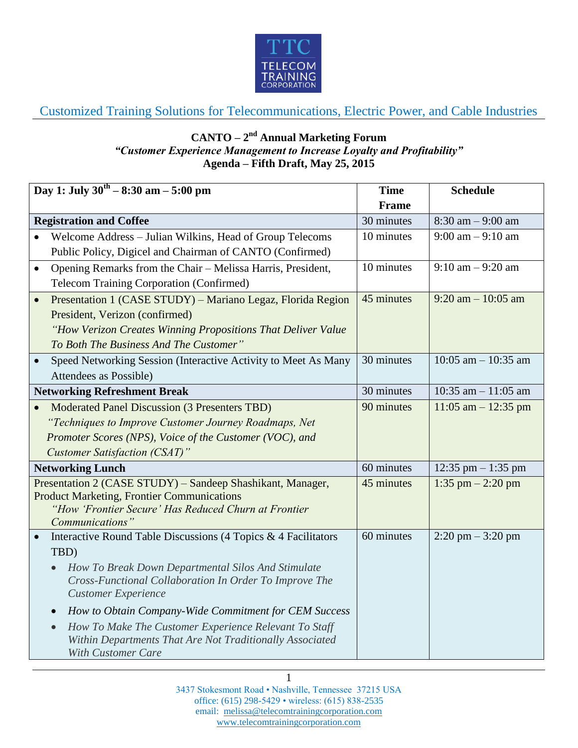TTC TELECOM TRAINING CORPORATION

Customized Training Solutions for Telecommunications, Electric Power, and Cable Industries

**CANTO – 2nd Annual Marketing Forum**
***"Customer Experience Management to Increase Loyalty and Profitability"***
**Agenda – Fifth Draft, May 25, 2015**

| **Day 1: July 30th – 8:30 am – 5:00 pm** | **Time Frame** | **Schedule** |
|---|---|---|
| **Registration and Coffee** | 30 minutes | 8:30 am – 9:00 am |
| • Welcome Address – Julian Wilkins, Head of Group Telecoms Public Policy, Digicel and Chairman of CANTO (Confirmed) | 10 minutes | 9:00 am – 9:10 am |
| • Opening Remarks from the Chair – Melissa Harris, President, Telecom Training Corporation (Confirmed) | 10 minutes | 9:10 am – 9:20 am |
| • Presentation 1 (CASE STUDY) – Mariano Legaz, Florida Region President, Verizon (confirmed) *"How Verizon Creates Winning Propositions That Deliver Value To Both The Business And The Customer"* | 45 minutes | 9:20 am – 10:05 am |
| • Speed Networking Session (Interactive Activity to Meet As Many Attendees as Possible) | 30 minutes | 10:05 am – 10:35 am |
| **Networking Refreshment Break** | 30 minutes | 10:35 am – 11:05 am |
| • Moderated Panel Discussion (3 Presenters TBD) *"Techniques to Improve Customer Journey Roadmaps, Net Promoter Scores (NPS), Voice of the Customer (VOC), and Customer Satisfaction (CSAT)"* | 90 minutes | 11:05 am – 12:35 pm |
| **Networking Lunch** | 60 minutes | 12:35 pm – 1:35 pm |
| Presentation 2 (CASE STUDY) – Sandeep Shashikant, Manager, Product Marketing, Frontier Communications *"How 'Frontier Secure' Has Reduced Churn at Frontier Communications"* | 45 minutes | 1:35 pm – 2:20 pm |
| • Interactive Round Table Discussions (4 Topics & 4 Facilitators TBD) <br> • *How To Break Down Departmental Silos And Stimulate Cross-Functional Collaboration In Order To Improve The Customer Experience* <br> • *How to Obtain Company-Wide Commitment for CEM Success* <br> • *How To Make The Customer Experience Relevant To Staff Within Departments That Are Not Traditionally Associated With Customer Care* | 60 minutes | 2:20 pm – 3:20 pm |

3437 Stokesmont Road • Nashville, Tennessee 37215 USA
office: (615) 298-5429 • wireless: (615) 838-2535
email: melissa@telecomtrainingcorporation.com
www.telecomtrainingcorporation.com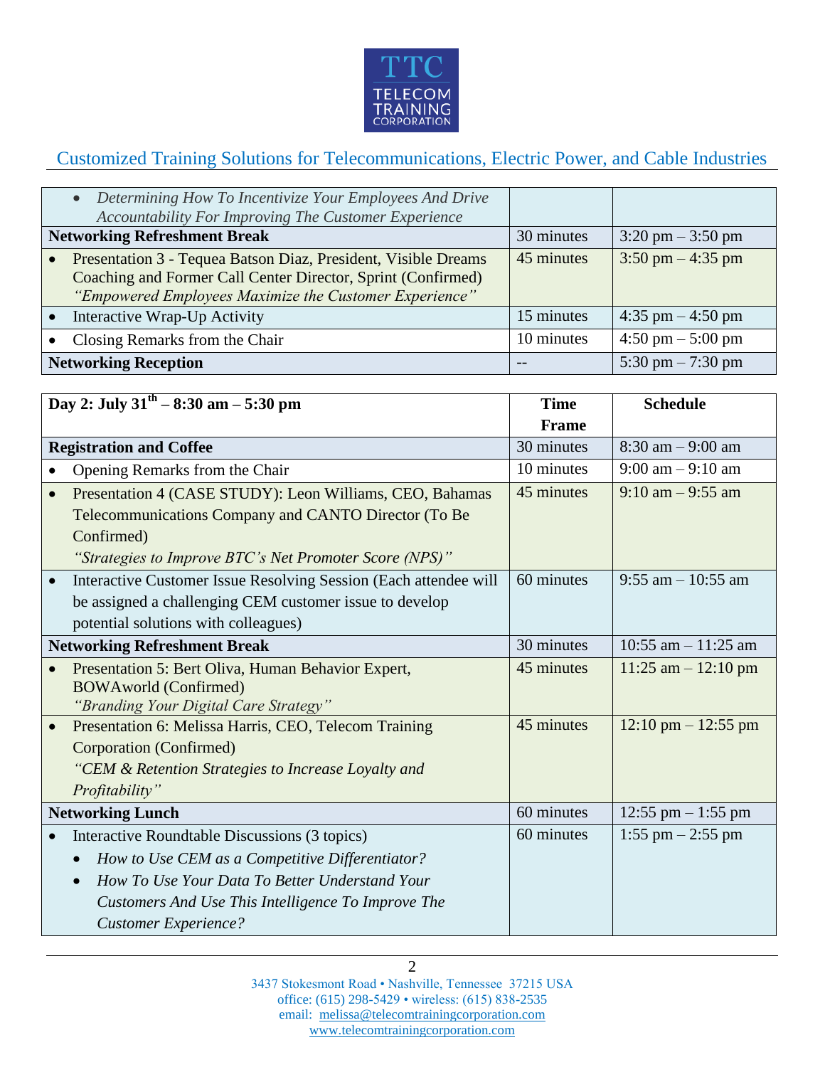Customized Training Solutions for Telecommunications, Electric Power, and Cable Industries

| | | |
|---|---|---|
| • *Determining How To Incentivize Your Employees And Drive Accountability For Improving The Customer Experience* | | |
| **Networking Refreshment Break** | 30 minutes | 3:20 pm – 3:50 pm |
| • Presentation 3 - Tequea Batson Diaz, President, Visible Dreams Coaching and Former Call Center Director, Sprint (Confirmed) *"Empowered Employees Maximize the Customer Experience"* | 45 minutes | 3:50 pm – 4:35 pm |
| • Interactive Wrap-Up Activity | 15 minutes | 4:35 pm – 4:50 pm |
| • Closing Remarks from the Chair | 10 minutes | 4:50 pm – 5:00 pm |
| **Networking Reception** | -- | 5:30 pm – 7:30 pm |

| **Day 2: July 31st – 8:30 am – 5:30 pm** | **Time Frame** | **Schedule** |
|---|---|---|
| **Registration and Coffee** | 30 minutes | 8:30 am – 9:00 am |
| • Opening Remarks from the Chair | 10 minutes | 9:00 am – 9:10 am |
| • Presentation 4 (CASE STUDY): Leon Williams, CEO, Bahamas Telecommunications Company and CANTO Director (To Be Confirmed) *"Strategies to Improve BTC's Net Promoter Score (NPS)"* | 45 minutes | 9:10 am – 9:55 am |
| • Interactive Customer Issue Resolving Session (Each attendee will be assigned a challenging CEM customer issue to develop potential solutions with colleagues) | 60 minutes | 9:55 am – 10:55 am |
| **Networking Refreshment Break** | 30 minutes | 10:55 am – 11:25 am |
| • Presentation 5: Bert Oliva, Human Behavior Expert, BOWAworld (Confirmed) *"Branding Your Digital Care Strategy"* | 45 minutes | 11:25 am – 12:10 pm |
| • Presentation 6: Melissa Harris, CEO, Telecom Training Corporation (Confirmed) *"CEM & Retention Strategies to Increase Loyalty and Profitability"* | 45 minutes | 12:10 pm – 12:55 pm |
| **Networking Lunch** | 60 minutes | 12:55 pm – 1:55 pm |
| • Interactive Roundtable Discussions (3 topics)<br>• *How to Use CEM as a Competitive Differentiator?*<br>• *How To Use Your Data To Better Understand Your Customers And Use This Intelligence To Improve The Customer Experience?* | 60 minutes | 1:55 pm – 2:55 pm |

3437 Stokesmont Road • Nashville, Tennessee 37215 USA
office: (615) 298-5429 • wireless: (615) 838-2535
email: melissa@telecomtrainingcorporation.com
www.telecomtrainingcorporation.com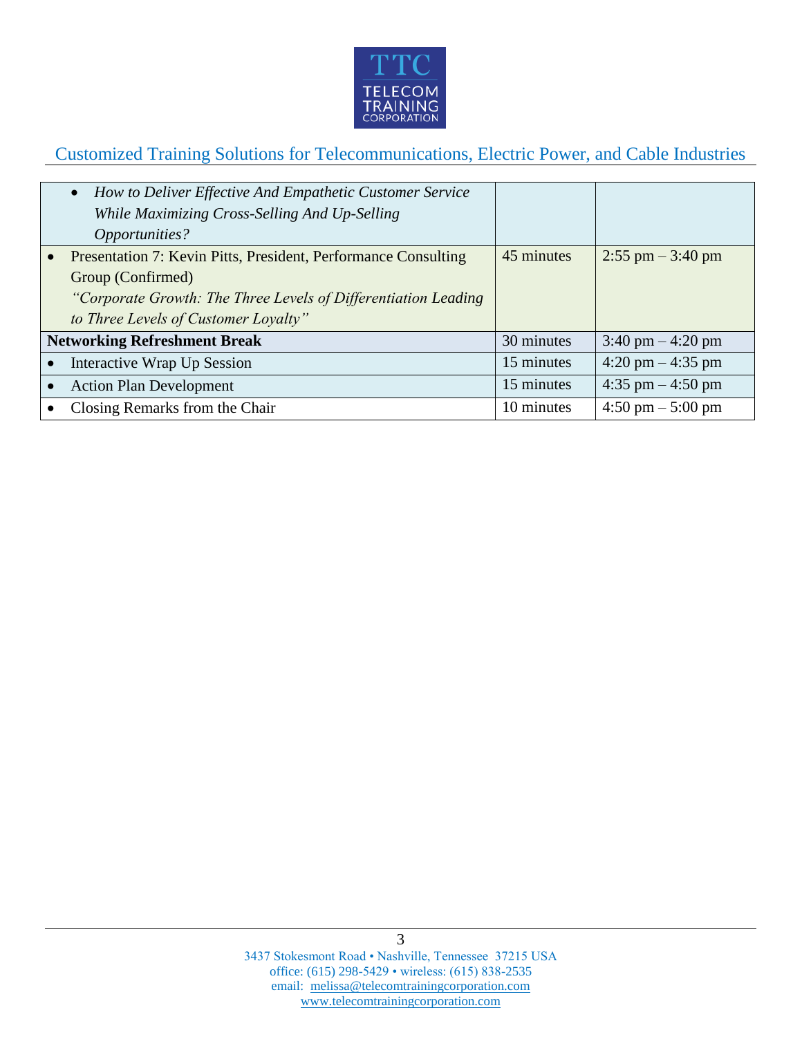Customized Training Solutions for Telecommunications, Electric Power, and Cable Industries

| | | |
|---|---|---|
| • *How to Deliver Effective And Empathetic Customer Service While Maximizing Cross-Selling And Up-Selling Opportunities?* | | |
| • Presentation 7: Kevin Pitts, President, Performance Consulting Group (Confirmed) *"Corporate Growth: The Three Levels of Differentiation Leading to Three Levels of Customer Loyalty"* | 45 minutes | 2:55 pm – 3:40 pm |
| **Networking Refreshment Break** | 30 minutes | 3:40 pm – 4:20 pm |
| • Interactive Wrap Up Session | 15 minutes | 4:20 pm – 4:35 pm |
| • Action Plan Development | 15 minutes | 4:35 pm – 4:50 pm |
| • Closing Remarks from the Chair | 10 minutes | 4:50 pm – 5:00 pm |

3437 Stokesmont Road • Nashville, Tennessee 37215 USA
office: (615) 298-5429 • wireless: (615) 838-2535
email: melissa@telecomtrainingcorporation.com
www.telecomtrainingcorporation.com